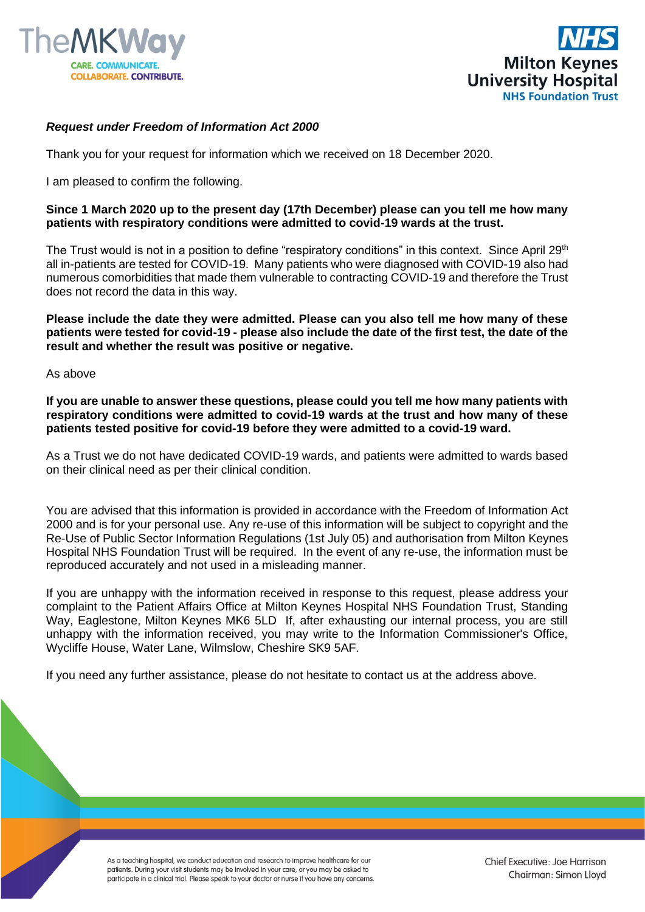***Request under Freedom of Information Act 2000***

Thank you for your request for information which we received on 18 December 2020.

I am pleased to confirm the following.

**Since 1 March 2020 up to the present day (17th December) please can you tell me how many patients with respiratory conditions were admitted to covid-19 wards at the trust.**

The Trust would is not in a position to define "respiratory conditions" in this context. Since April 29th all in-patients are tested for COVID-19. Many patients who were diagnosed with COVID-19 also had numerous comorbidities that made them vulnerable to contracting COVID-19 and therefore the Trust does not record the data in this way.

**Please include the date they were admitted. Please can you also tell me how many of these patients were tested for covid-19 - please also include the date of the first test, the date of the result and whether the result was positive or negative.**

As above

**If you are unable to answer these questions, please could you tell me how many patients with respiratory conditions were admitted to covid-19 wards at the trust and how many of these patients tested positive for covid-19 before they were admitted to a covid-19 ward.**

As a Trust we do not have dedicated COVID-19 wards, and patients were admitted to wards based on their clinical need as per their clinical condition.

You are advised that this information is provided in accordance with the Freedom of Information Act 2000 and is for your personal use. Any re-use of this information will be subject to copyright and the Re-Use of Public Sector Information Regulations (1st July 05) and authorisation from Milton Keynes Hospital NHS Foundation Trust will be required. In the event of any re-use, the information must be reproduced accurately and not used in a misleading manner.

If you are unhappy with the information received in response to this request, please address your complaint to the Patient Affairs Office at Milton Keynes Hospital NHS Foundation Trust, Standing Way, Eaglestone, Milton Keynes MK6 5LD If, after exhausting our internal process, you are still unhappy with the information received, you may write to the Information Commissioner's Office, Wycliffe House, Water Lane, Wilmslow, Cheshire SK9 5AF.

If you need any further assistance, please do not hesitate to contact us at the address above.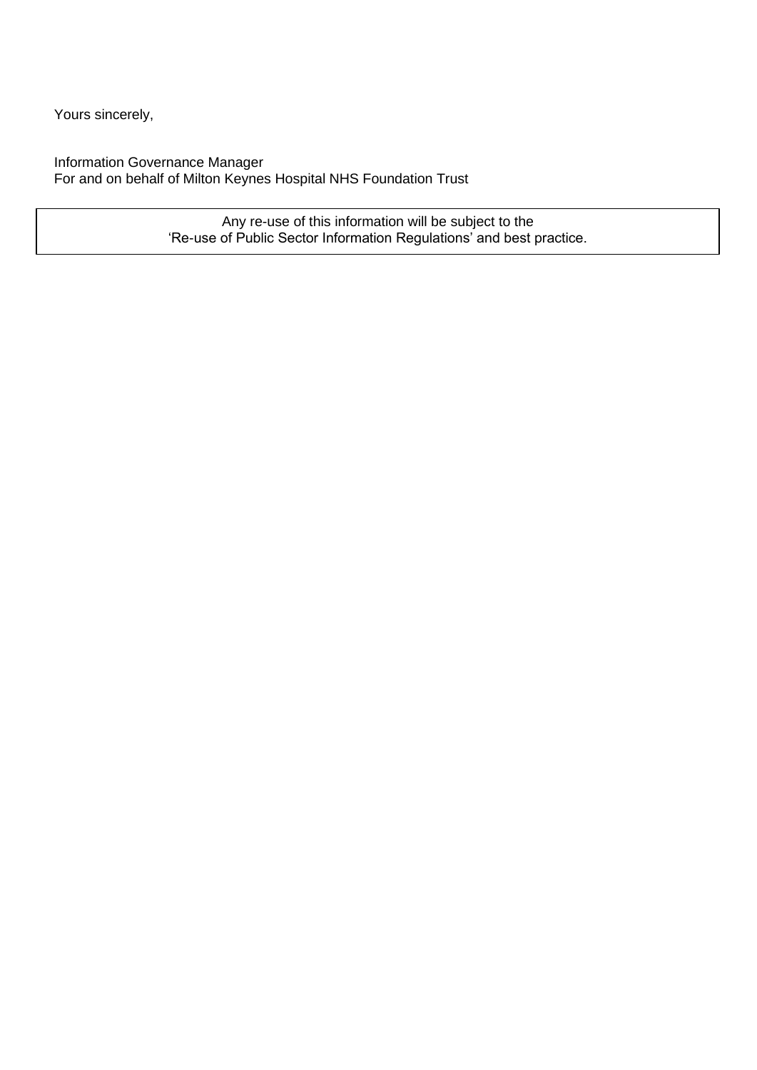Yours sincerely,

Information Governance Manager
For and on behalf of Milton Keynes Hospital NHS Foundation Trust

| |
|---|
| Any re-use of this information will be subject to the 'Re-use of Public Sector Information Regulations' and best practice. |